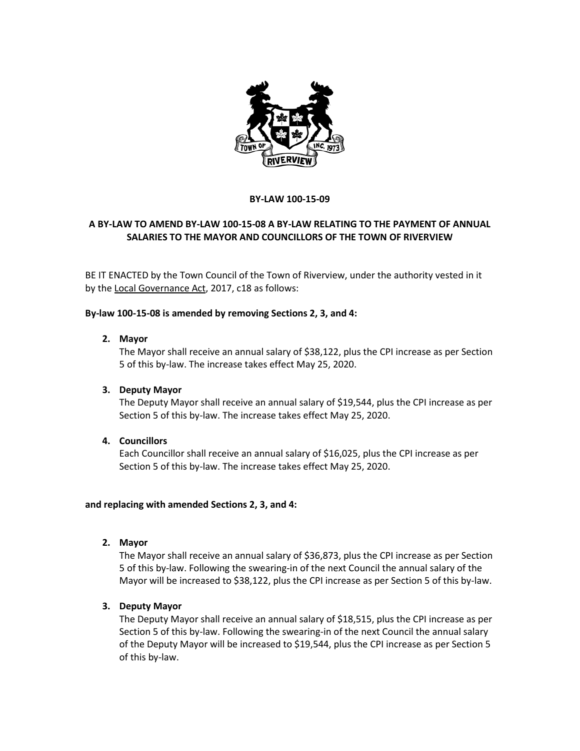# BY-LAW 100-15-09

## A BY-LAW TO AMEND BY-LAW 100-15-08 A BY-LAW RELATING TO THE PAYMENT OF ANNUAL SALARIES TO THE MAYOR AND COUNCILLORS OF THE TOWN OF RIVERVIEW

BE IT ENACTED by the Town Council of the Town of Riverview, under the authority vested in it by the Local Governance Act, 2017, c18 as follows:

**By-law 100-15-08 is amended by removing Sections 2, 3, and 4:**

2. **Mayor**
   The Mayor shall receive an annual salary of $38,122, plus the CPI increase as per Section 5 of this by-law. The increase takes effect May 25, 2020.

3. **Deputy Mayor**
   The Deputy Mayor shall receive an annual salary of $19,544, plus the CPI increase as per Section 5 of this by-law. The increase takes effect May 25, 2020.

4. **Councillors**
   Each Councillor shall receive an annual salary of $16,025, plus the CPI increase as per Section 5 of this by-law. The increase takes effect May 25, 2020.

**and replacing with amended Sections 2, 3, and 4:**

2. **Mayor**
   The Mayor shall receive an annual salary of $36,873, plus the CPI increase as per Section 5 of this by-law. Following the swearing-in of the next Council the annual salary of the Mayor will be increased to $38,122, plus the CPI increase as per Section 5 of this by-law.

3. **Deputy Mayor**
   The Deputy Mayor shall receive an annual salary of $18,515, plus the CPI increase as per Section 5 of this by-law. Following the swearing-in of the next Council the annual salary of the Deputy Mayor will be increased to $19,544, plus the CPI increase as per Section 5 of this by-law.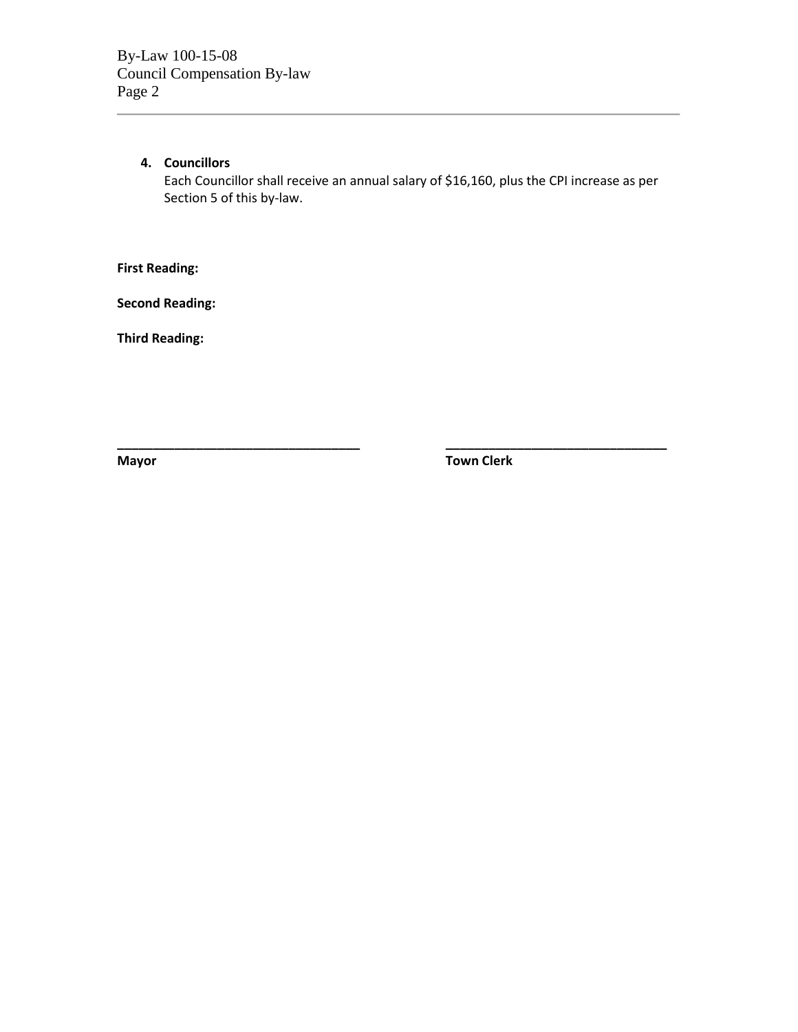4. **Councillors**
   Each Councillor shall receive an annual salary of $16,160, plus the CPI increase as per Section 5 of this by-law.

**First Reading:**

**Second Reading:**

**Third Reading:**

\_\_\_\_\_\_\_\_\_\_\_\_\_\_\_\_\_\_\_\_\_\_\_\_\_\_\_\_\_\_\_\_\_\_
**Mayor**

\_\_\_\_\_\_\_\_\_\_\_\_\_\_\_\_\_\_\_\_\_\_\_\_\_\_\_\_\_\_\_\_\_\_
**Town Clerk**